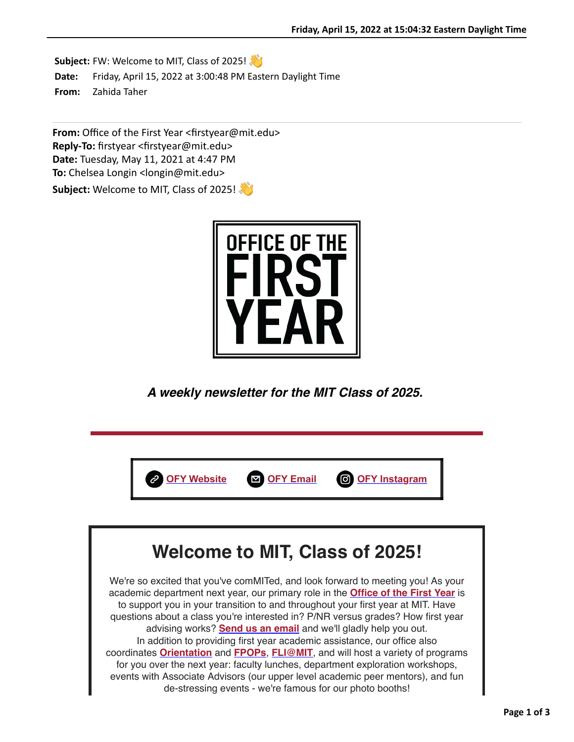**Subject:** FW: Welcome to MIT, Class of 2025! 👋
**Date:** Friday, April 15, 2022 at 3:00:48 PM Eastern Daylight Time
**From:** Zahida Taher

**From:** Office of the First Year <firstyear@mit.edu>
**Reply-To:** firstyear <firstyear@mit.edu>
**Date:** Tuesday, May 11, 2021 at 4:47 PM
**To:** Chelsea Longin <longin@mit.edu>
**Subject:** Welcome to MIT, Class of 2025! 👋

OFFICE OF THE FIRST YEAR

***A weekly newsletter for the MIT Class of 2025.***

[OFY Website](#) [OFY Email](#) [OFY Instagram](#)

## Welcome to MIT, Class of 2025!

We're so excited that you've comMITed, and look forward to meeting you! As your academic department next year, our primary role in the **Office of the First Year** is to support you in your transition to and throughout your first year at MIT. Have questions about a class you're interested in? P/NR versus grades? How first year advising works? **Send us an email** and we'll gladly help you out.
In addition to providing first year academic assistance, our office also coordinates **Orientation** and **FPOPs**, **FLI@MIT**, and will host a variety of programs for you over the next year: faculty lunches, department exploration workshops, events with Associate Advisors (our upper level academic peer mentors), and fun de-stressing events - we're famous for our photo booths!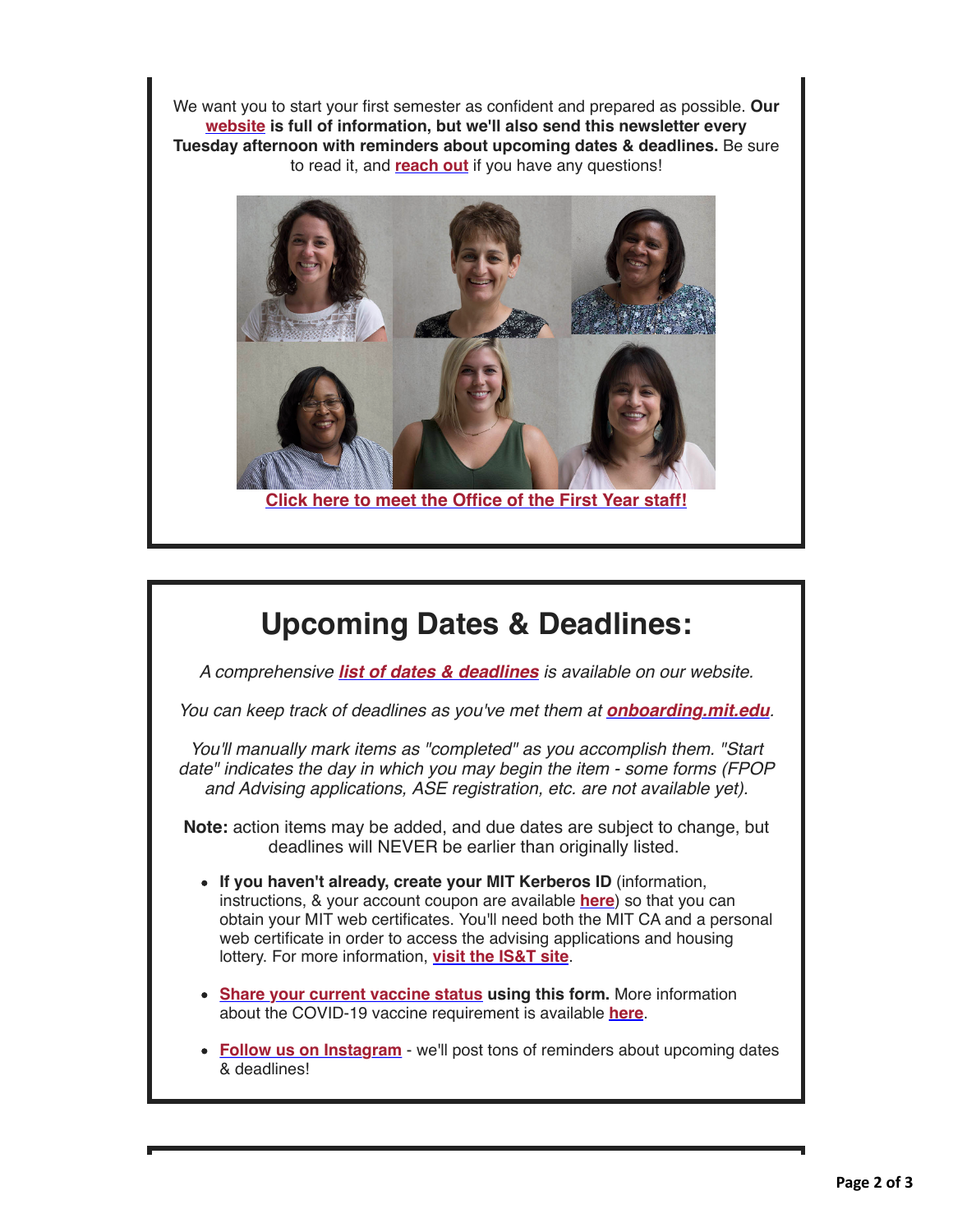We want you to start your first semester as confident and prepared as possible. **Our website is full of information, but we'll also send this newsletter every Tuesday afternoon with reminders about upcoming dates & deadlines.** Be sure to read it, and **reach out** if you have any questions!

**Click here to meet the Office of the First Year staff!**

# Upcoming Dates & Deadlines:

*A comprehensive* ***list of dates & deadlines*** *is available on our website.*

*You can keep track of deadlines as you've met them at* ***onboarding.mit.edu****.*

*You'll manually mark items as "completed" as you accomplish them. "Start date" indicates the day in which you may begin the item - some forms (FPOP and Advising applications, ASE registration, etc. are not available yet).*

**Note:** action items may be added, and due dates are subject to change, but deadlines will NEVER be earlier than originally listed.

- **If you haven't already, create your MIT Kerberos ID** (information, instructions, & your account coupon are available **here**) so that you can obtain your MIT web certificates. You'll need both the MIT CA and a personal web certificate in order to access the advising applications and housing lottery. For more information, **visit the IS&T site**.
- **Share your current vaccine status using this form.** More information about the COVID-19 vaccine requirement is available **here**.
- **Follow us on Instagram** - we'll post tons of reminders about upcoming dates & deadlines!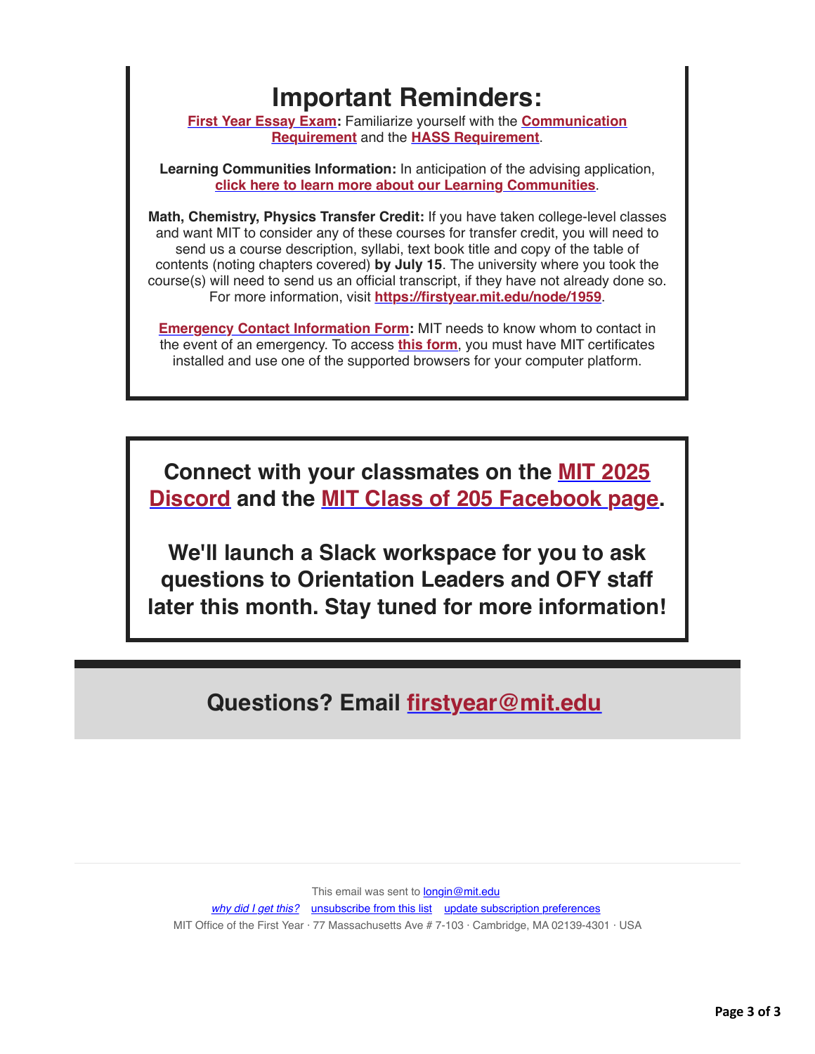# Important Reminders:

**First Year Essay Exam:** Familiarize yourself with the **Communication Requirement** and the **HASS Requirement**.

**Learning Communities Information:** In anticipation of the advising application, **click here to learn more about our Learning Communities**.

**Math, Chemistry, Physics Transfer Credit:** If you have taken college-level classes and want MIT to consider any of these courses for transfer credit, you will need to send us a course description, syllabi, text book title and copy of the table of contents (noting chapters covered) **by July 15**. The university where you took the course(s) will need to send us an official transcript, if they have not already done so. For more information, visit **https://firstyear.mit.edu/node/1959**.

**Emergency Contact Information Form:** MIT needs to know whom to contact in the event of an emergency. To access **this form**, you must have MIT certificates installed and use one of the supported browsers for your computer platform.

**Connect with your classmates on the MIT 2025 Discord and the MIT Class of 205 Facebook page.**

**We'll launch a Slack workspace for you to ask questions to Orientation Leaders and OFY staff later this month. Stay tuned for more information!**

## Questions? Email firstyear@mit.edu

This email was sent to longin@mit.edu

*why did I get this?* unsubscribe from this list update subscription preferences

MIT Office of the First Year · 77 Massachusetts Ave # 7-103 · Cambridge, MA 02139-4301 · USA